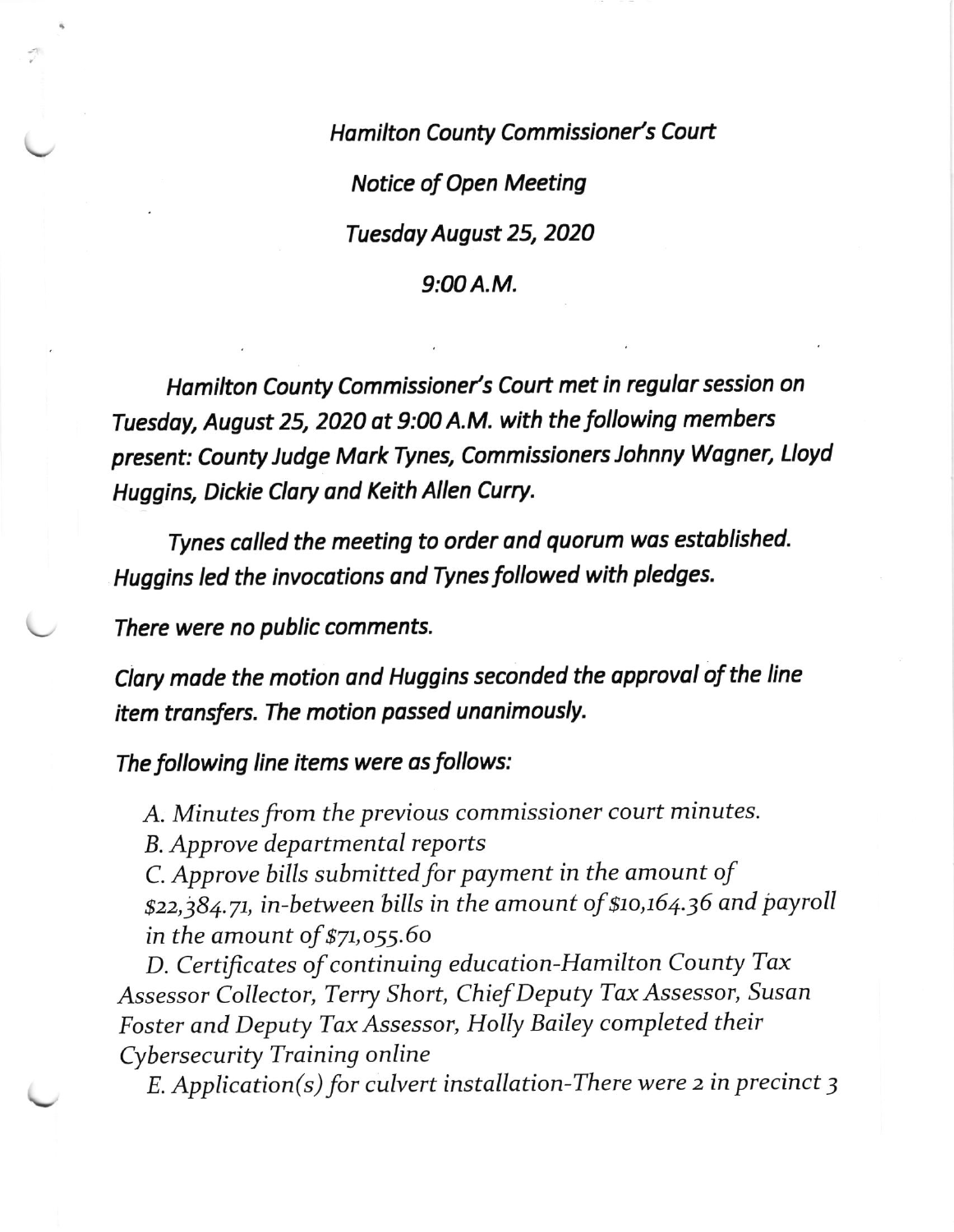*Hamilton County Commissioner's Court*

*Notice of Open Meeting*

*Tuesday August 25, 2020*

*9:00 A.M.*

*Hamilton County Commissioner's Court met in regular session on Tuesday, August 25, 2020 at 9:00 A.M. with the following members present: County Judge Mark Tynes, Commissioners Johnny Wagner, Lloyd Huggins, Dickie Clary and Keith Allen Curry.*

*Tynes called the meeting to order and quorum was established. Huggins led the invocations and Tynes followed with pledges.*

*There were no public comments.*

*Clary made the motion and Huggins seconded the approval of the line item transfers. The motion passed unanimously.*

*The following line items were as follows:*

*A. Minutes from the previous commissioner court minutes.*
*B. Approve departmental reports*
*C. Approve bills submitted for payment in the amount of $22,384.71, in-between bills in the amount of $10,164.36 and payroll in the amount of $71,055.60*
*D. Certificates of continuing education-Hamilton County Tax Assessor Collector, Terry Short, Chief Deputy Tax Assessor, Susan Foster and Deputy Tax Assessor, Holly Bailey completed their Cybersecurity Training online*
*E. Application(s) for culvert installation-There were 2 in precinct 3*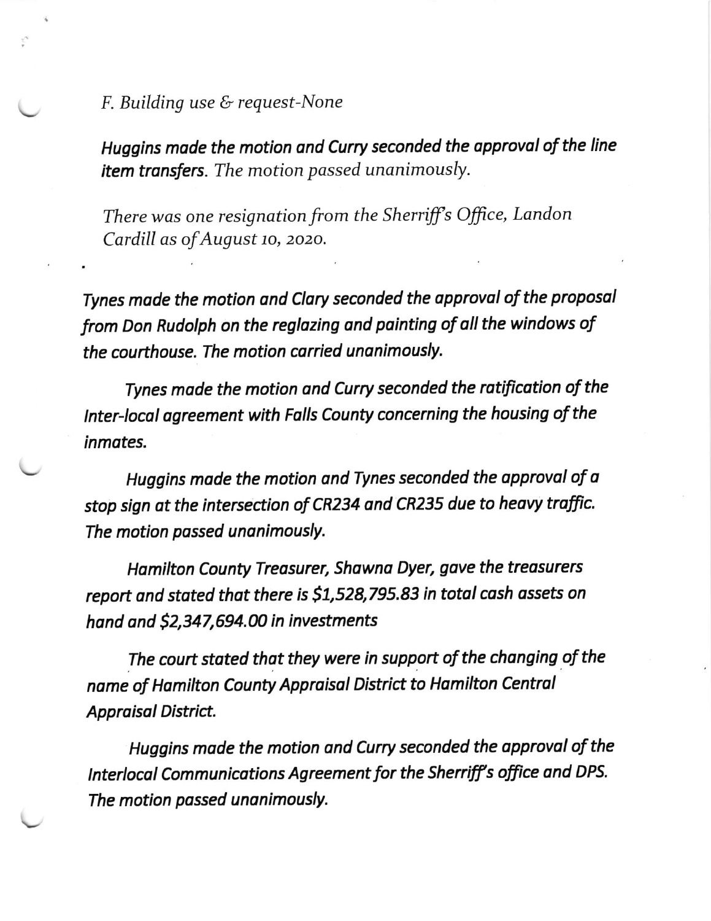*F. Building use & request-None*

***Huggins made the motion and Curry seconded the approval of the line item transfers.*** *The motion passed unanimously.*

*There was one resignation from the Sherriff's Office, Landon Cardill as of August 10, 2020.*

*Tynes made the motion and Clary seconded the approval of the proposal from Don Rudolph on the reglazing and painting of all the windows of the courthouse. The motion carried unanimously.*

*Tynes made the motion and Curry seconded the ratification of the Inter-local agreement with Falls County concerning the housing of the inmates.*

*Huggins made the motion and Tynes seconded the approval of a stop sign at the intersection of CR234 and CR235 due to heavy traffic. The motion passed unanimously.*

*Hamilton County Treasurer, Shawna Dyer, gave the treasurers report and stated that there is $1,528,795.83 in total cash assets on hand and $2,347,694.00 in investments*

*The court stated that they were in support of the changing of the name of Hamilton County Appraisal District to Hamilton Central Appraisal District.*

*Huggins made the motion and Curry seconded the approval of the Interlocal Communications Agreement for the Sherriff's office and DPS. The motion passed unanimously.*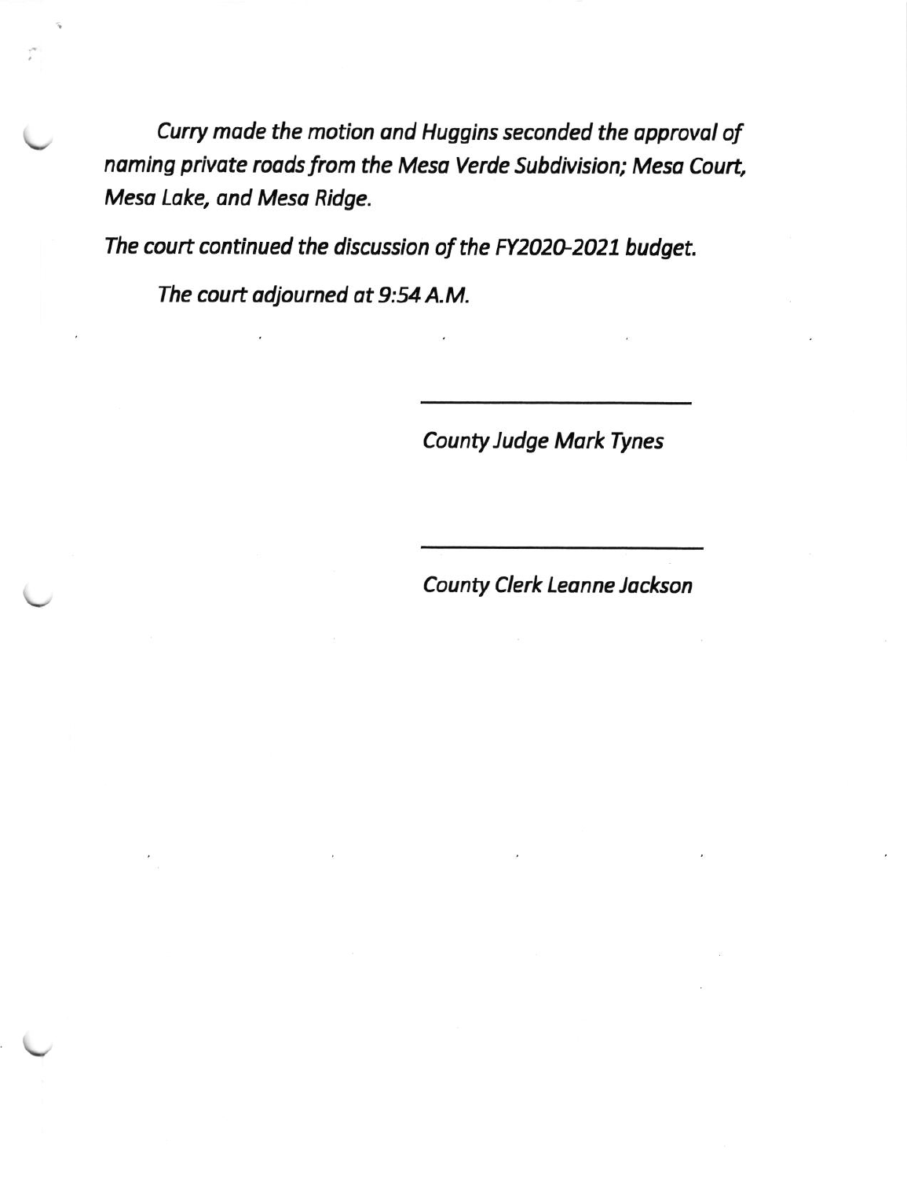*Curry made the motion and Huggins seconded the approval of naming private roads from the Mesa Verde Subdivision; Mesa Court, Mesa Lake, and Mesa Ridge.*

*The court continued the discussion of the FY2020-2021 budget.*

*The court adjourned at 9:54 A.M.*

\_\_\_\_\_\_\_\_\_\_\_\_\_\_\_\_\_\_\_\_\_\_\_\_\_\_

*County Judge Mark Tynes*

\_\_\_\_\_\_\_\_\_\_\_\_\_\_\_\_\_\_\_\_\_\_\_\_\_\_

*County Clerk Leanne Jackson*